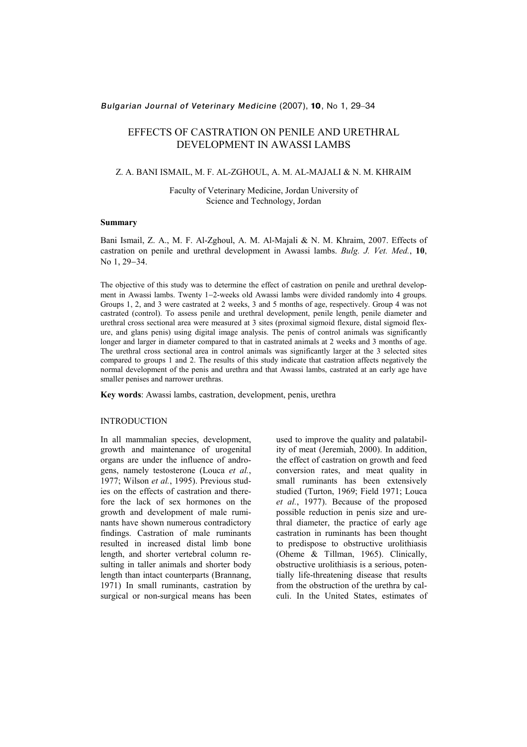# EFFECTS OF CASTRATION ON PENILE AND URETHRAL DEVELOPMENT IN AWASSI LAMBS

Z. A. BANI ISMAIL, M. F. AL-ZGHOUL, A. M. AL-MAJALI & N. M. KHRAIM

Faculty of Veterinary Medicine, Jordan University of Science and Technology, Jordan

## Summary

Bani Ismail, Z. A., M. F. Al-Zghoul, A. M. Al-Majali & N. M. Khraim, 2007. Effects of castration on penile and urethral development in Awassi lambs. *Bulg. J. Vet. Med.*, **10**, No 1, 29−34.

The objective of this study was to determine the effect of castration on penile and urethral development in Awassi lambs. Twenty 1−2-weeks old Awassi lambs were divided randomly into 4 groups. Groups 1, 2, and 3 were castrated at 2 weeks, 3 and 5 months of age, respectively. Group 4 was not castrated (control). To assess penile and urethral development, penile length, penile diameter and urethral cross sectional area were measured at 3 sites (proximal sigmoid flexure, distal sigmoid flexure, and glans penis) using digital image analysis. The penis of control animals was significantly longer and larger in diameter compared to that in castrated animals at 2 weeks and 3 months of age. The urethral cross sectional area in control animals was significantly larger at the 3 selected sites compared to groups 1 and 2. The results of this study indicate that castration affects negatively the normal development of the penis and urethra and that Awassi lambs, castrated at an early age have smaller penises and narrower urethras.

**Key words**: Awassi lambs, castration, development, penis, urethra

## INTRODUCTION

In all mammalian species, development, growth and maintenance of urogenital organs are under the influence of androgens, namely testosterone (Louca *et al.*, 1977; Wilson *et al.*, 1995). Previous studies on the effects of castration and therefore the lack of sex hormones on the growth and development of male ruminants have shown numerous contradictory findings. Castration of male ruminants resulted in increased distal limb bone length, and shorter vertebral column resulting in taller animals and shorter body length than intact counterparts (Brannang, 1971) In small ruminants, castration by surgical or non-surgical means has been used to improve the quality and palatability of meat (Jeremiah, 2000). In addition, the effect of castration on growth and feed conversion rates, and meat quality in small ruminants has been extensively studied (Turton, 1969; Field 1971; Louca *et al.*, 1977). Because of the proposed possible reduction in penis size and urethral diameter, the practice of early age castration in ruminants has been thought to predispose to obstructive urolithiasis (Oheme & Tillman, 1965). Clinically, obstructive urolithiasis is a serious, potentially life-threatening disease that results from the obstruction of the urethra by calculi. In the United States, estimates of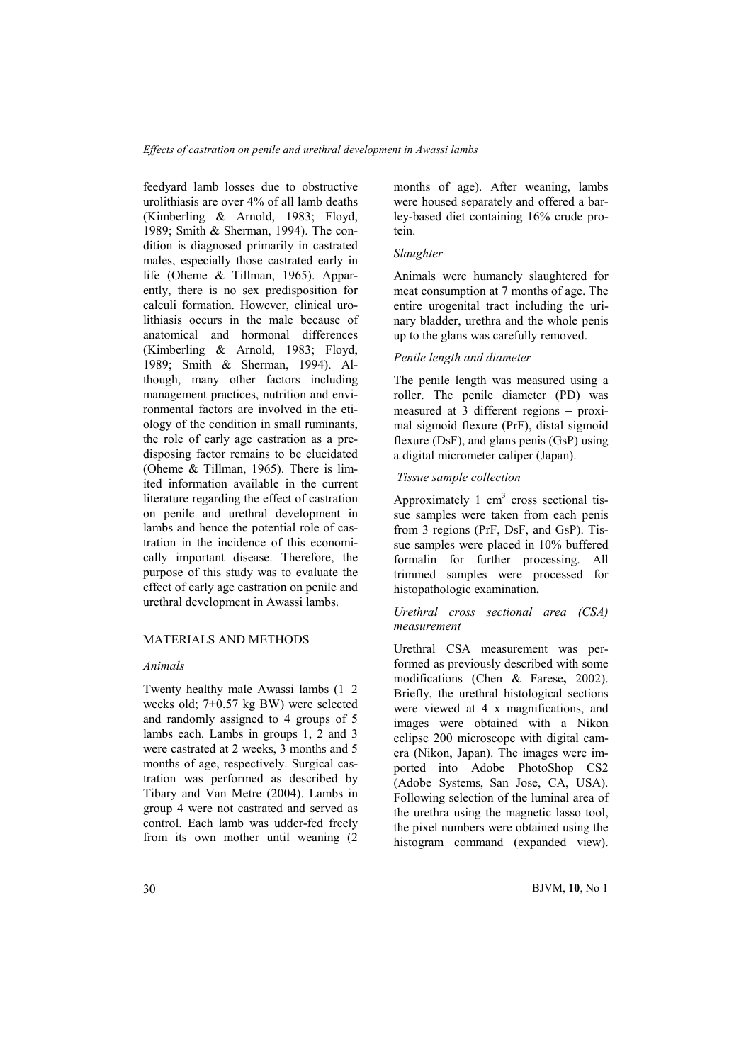feedyard lamb losses due to obstructive urolithiasis are over 4% of all lamb deaths (Kimberling & Arnold, 1983; Floyd, 1989; Smith & Sherman, 1994). The condition is diagnosed primarily in castrated males, especially those castrated early in life (Oheme & Tillman, 1965). Apparently, there is no sex predisposition for calculi formation. However, clinical urolithiasis occurs in the male because of anatomical and hormonal differences (Kimberling & Arnold, 1983; Floyd, 1989; Smith & Sherman, 1994). Although, many other factors including management practices, nutrition and environmental factors are involved in the etiology of the condition in small ruminants, the role of early age castration as a predisposing factor remains to be elucidated (Oheme & Tillman, 1965). There is limited information available in the current literature regarding the effect of castration on penile and urethral development in lambs and hence the potential role of castration in the incidence of this economically important disease. Therefore, the purpose of this study was to evaluate the effect of early age castration on penile and urethral development in Awassi lambs.

## MATERIALS AND METHODS

### *Animals*

Twenty healthy male Awassi lambs (1–2 weeks old; 7±0.57 kg BW) were selected and randomly assigned to 4 groups of 5 lambs each. Lambs in groups 1, 2 and 3 were castrated at 2 weeks, 3 months and 5 months of age, respectively. Surgical castration was performed as described by Tibary and Van Metre (2004). Lambs in group 4 were not castrated and served as control. Each lamb was udder-fed freely from its own mother until weaning (2 months of age). After weaning, lambs were housed separately and offered a barley-based diet containing 16% crude protein.

### *Slaughter*

Animals were humanely slaughtered for meat consumption at 7 months of age. The entire urogenital tract including the urinary bladder, urethra and the whole penis up to the glans was carefully removed.

### *Penile length and diameter*

The penile length was measured using a roller. The penile diameter (PD) was measured at 3 different regions – proximal sigmoid flexure (PrF), distal sigmoid flexure (DsF), and glans penis (GsP) using a digital micrometer caliper (Japan).

### *Tissue sample collection*

Approximately 1 $cm^3$ cross sectional tissue samples were taken from each penis from 3 regions (PrF, DsF, and GsP). Tissue samples were placed in 10% buffered formalin for further processing. All trimmed samples were processed for histopathologic examination**.**

### *Urethral cross sectional area (CSA) measurement*

Urethral CSA measurement was performed as previously described with some modifications (Chen & Farese**,** 2002). Briefly, the urethral histological sections were viewed at 4 x magnifications, and images were obtained with a Nikon eclipse 200 microscope with digital camera (Nikon, Japan). The images were imported into Adobe PhotoShop CS2 (Adobe Systems, San Jose, CA, USA). Following selection of the luminal area of the urethra using the magnetic lasso tool, the pixel numbers were obtained using the histogram command (expanded view).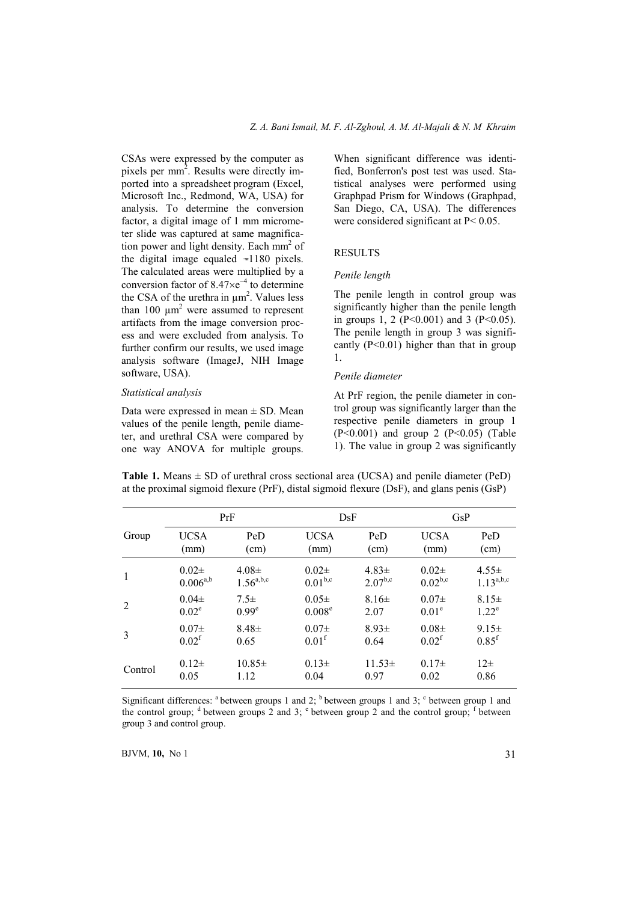CSAs were expressed by the computer as pixels per mm$^2$. Results were directly imported into a spreadsheet program (Excel, Microsoft Inc., Redmond, WA, USA) for analysis. To determine the conversion factor, a digital image of 1 mm micrometer slide was captured at same magnification power and light density. Each mm$^2$ of the digital image equaled ~1180 pixels. The calculated areas were multiplied by a conversion factor of $8.47 \times e^{-4}$ to determine the CSA of the urethra in µm$^2$. Values less than 100 µm$^2$ were assumed to represent artifacts from the image conversion process and were excluded from analysis. To further confirm our results, we used image analysis software (ImageJ, NIH Image software, USA).

### *Statistical analysis*

Data were expressed in mean ± SD. Mean values of the penile length, penile diameter, and urethral CSA were compared by one way ANOVA for multiple groups. When significant difference was identified, Bonferron's post test was used. Statistical analyses were performed using Graphpad Prism for Windows (Graphpad, San Diego, CA, USA). The differences were considered significant at $P< 0.05$.

## RESULTS

### *Penile length*

The penile length in control group was significantly higher than the penile length in groups 1, 2 ($P<0.001$) and 3 ($P<0.05$). The penile length in group 3 was significantly ($P<0.01$) higher than that in group 1.

### *Penile diameter*

At PrF region, the penile diameter in control group was significantly larger than the respective penile diameters in group 1 ($P<0.001$) and group 2 ($P<0.05$) (Table 1). The value in group 2 was significantly

**Table 1.** Means ± SD of urethral cross sectional area (UCSA) and penile diameter (PeD) at the proximal sigmoid flexure (PrF), distal sigmoid flexure (DsF), and glans penis (GsP)

| Group | PrF | | DsF | | GsP | |
|---|---|---|---|---|---|---|
| | UCSA (mm) | PeD (cm) | UCSA (mm) | PeD (cm) | UCSA (mm) | PeD (cm) |
| 1 | 0.02± 0.006[a,b] | 4.08± 1.56[a,b,c] | 0.02± 0.01[b,c] | 4.83± 2.07[b,c] | 0.02± 0.02[b,c] | 4.55± 1.13[a,b,c] |
| 2 | 0.04± 0.02[e] | 7.5± 0.99[e] | 0.05± 0.008[e] | 8.16± 2.07 | 0.07± 0.01[e] | 8.15± 1.22[e] |
| 3 | 0.07± 0.02[f] | 8.48± 0.65 | 0.07± 0.01[f] | 8.93± 0.64 | 0.08± 0.02[f] | 9.15± 0.85[f] |
| Control | 0.12± 0.05 | 10.85± 1.12 | 0.13± 0.04 | 11.53± 0.97 | 0.17± 0.02 | 12± 0.86 |

Significant differences: [a] between groups 1 and 2; [b] between groups 1 and 3; [c] between group 1 and the control group; [d] between groups 2 and 3; [e] between group 2 and the control group; [f] between group 3 and control group.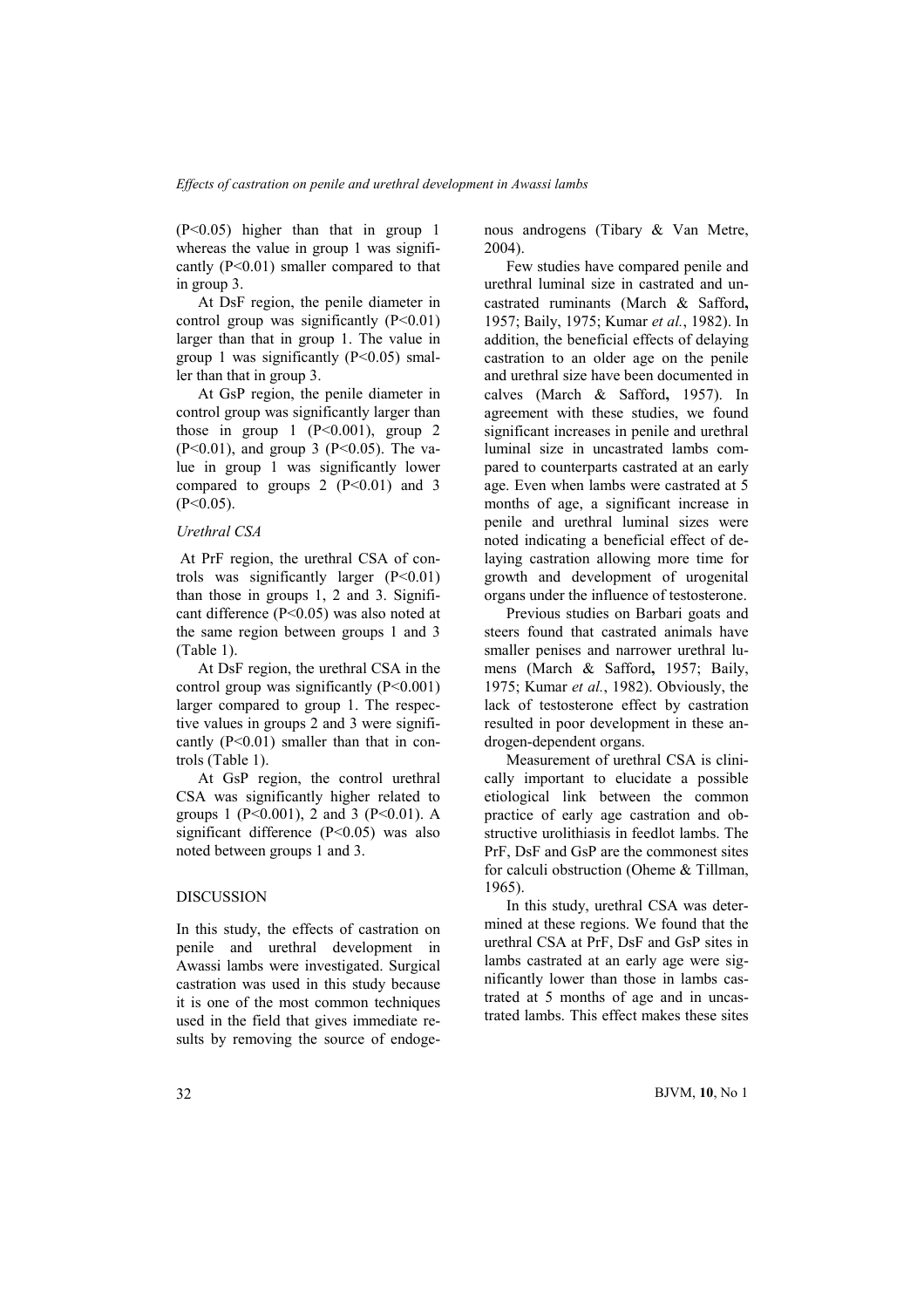(P<0.05) higher than that in group 1 whereas the value in group 1 was significantly (P<0.01) smaller compared to that in group 3.

At DsF region, the penile diameter in control group was significantly (P<0.01) larger than that in group 1. The value in group 1 was significantly (P<0.05) smaller than that in group 3.

At GsP region, the penile diameter in control group was significantly larger than those in group 1 (P<0.001), group 2 (P<0.01), and group 3 (P<0.05). The value in group 1 was significantly lower compared to groups 2 (P<0.01) and 3 (P<0.05).

*Urethral CSA*

At PrF region, the urethral CSA of controls was significantly larger (P<0.01) than those in groups 1, 2 and 3. Significant difference (P<0.05) was also noted at the same region between groups 1 and 3 (Table 1).

At DsF region, the urethral CSA in the control group was significantly (P<0.001) larger compared to group 1. The respective values in groups 2 and 3 were significantly (P<0.01) smaller than that in controls (Table 1).

At GsP region, the control urethral CSA was significantly higher related to groups 1 (P<0.001), 2 and 3 (P<0.01). A significant difference (P<0.05) was also noted between groups 1 and 3.

## DISCUSSION

In this study, the effects of castration on penile and urethral development in Awassi lambs were investigated. Surgical castration was used in this study because it is one of the most common techniques used in the field that gives immediate results by removing the source of endogenous androgens (Tibary & Van Metre, 2004).

Few studies have compared penile and urethral luminal size in castrated and uncastrated ruminants (March & Safford**,** 1957; Baily, 1975; Kumar *et al.*, 1982). In addition, the beneficial effects of delaying castration to an older age on the penile and urethral size have been documented in calves (March & Safford**,** 1957). In agreement with these studies, we found significant increases in penile and urethral luminal size in uncastrated lambs compared to counterparts castrated at an early age. Even when lambs were castrated at 5 months of age, a significant increase in penile and urethral luminal sizes were noted indicating a beneficial effect of delaying castration allowing more time for growth and development of urogenital organs under the influence of testosterone.

Previous studies on Barbari goats and steers found that castrated animals have smaller penises and narrower urethral lumens (March & Safford**,** 1957; Baily, 1975; Kumar *et al.*, 1982). Obviously, the lack of testosterone effect by castration resulted in poor development in these androgen-dependent organs.

Measurement of urethral CSA is clinically important to elucidate a possible etiological link between the common practice of early age castration and obstructive urolithiasis in feedlot lambs. The PrF, DsF and GsP are the commonest sites for calculi obstruction (Oheme & Tillman, 1965).

In this study, urethral CSA was determined at these regions. We found that the urethral CSA at PrF, DsF and GsP sites in lambs castrated at an early age were significantly lower than those in lambs castrated at 5 months of age and in uncastrated lambs. This effect makes these sites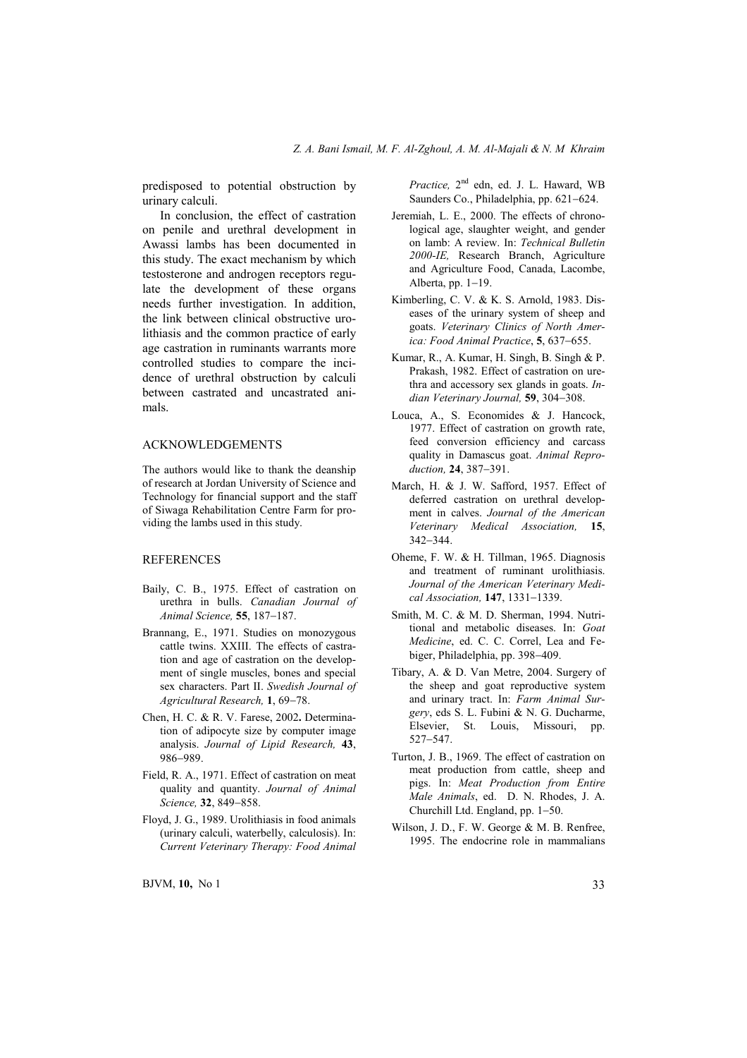predisposed to potential obstruction by urinary calculi.

In conclusion, the effect of castration on penile and urethral development in Awassi lambs has been documented in this study. The exact mechanism by which testosterone and androgen receptors regulate the development of these organs needs further investigation. In addition, the link between clinical obstructive urolithiasis and the common practice of early age castration in ruminants warrants more controlled studies to compare the incidence of urethral obstruction by calculi between castrated and uncastrated animals.

## ACKNOWLEDGEMENTS

The authors would like to thank the deanship of research at Jordan University of Science and Technology for financial support and the staff of Siwaga Rehabilitation Centre Farm for providing the lambs used in this study.

## REFERENCES

Baily, C. B., 1975. Effect of castration on urethra in bulls. *Canadian Journal of Animal Science,* **55**, 187−187.

Brannang, E., 1971. Studies on monozygous cattle twins. XXIII. The effects of castration and age of castration on the development of single muscles, bones and special sex characters. Part II. *Swedish Journal of Agricultural Research,* **1**, 69−78.

Chen, H. C. & R. V. Farese, 2002**.** Determination of adipocyte size by computer image analysis. *Journal of Lipid Research,* **43**, 986−989.

Field, R. A., 1971. Effect of castration on meat quality and quantity. *Journal of Animal Science,* **32**, 849−858.

Floyd, J. G., 1989. Urolithiasis in food animals (urinary calculi, waterbelly, calculosis). In: *Current Veterinary Therapy: Food Animal Practice,* 2nd edn, ed. J. L. Haward, WB Saunders Co., Philadelphia, pp. 621−624.

Jeremiah, L. E., 2000. The effects of chronological age, slaughter weight, and gender on lamb: A review. In: *Technical Bulletin 2000-IE,* Research Branch, Agriculture and Agriculture Food, Canada, Lacombe, Alberta, pp. 1−19.

Kimberling, C. V. & K. S. Arnold, 1983. Diseases of the urinary system of sheep and goats. *Veterinary Clinics of North America: Food Animal Practice*, **5**, 637−655.

Kumar, R., A. Kumar, H. Singh, B. Singh & P. Prakash, 1982. Effect of castration on urethra and accessory sex glands in goats. *Indian Veterinary Journal,* **59**, 304−308.

Louca, A., S. Economides & J. Hancock, 1977. Effect of castration on growth rate, feed conversion efficiency and carcass quality in Damascus goat. *Animal Reproduction,* **24**, 387−391.

March, H. & J. W. Safford, 1957. Effect of deferred castration on urethral development in calves. *Journal of the American Veterinary Medical Association,* **15**, 342−344.

Oheme, F. W. & H. Tillman, 1965. Diagnosis and treatment of ruminant urolithiasis. *Journal of the American Veterinary Medical Association,* **147**, 1331−1339.

Smith, M. C. & M. D. Sherman, 1994. Nutritional and metabolic diseases. In: *Goat Medicine*, ed. C. C. Correl, Lea and Febiger, Philadelphia, pp. 398–409.

Tibary, A. & D. Van Metre, 2004. Surgery of the sheep and goat reproductive system and urinary tract. In: *Farm Animal Surgery*, eds S. L. Fubini & N. G. Ducharme, Elsevier, St. Louis, Missouri, pp. 527−547.

Turton, J. B., 1969. The effect of castration on meat production from cattle, sheep and pigs. In: *Meat Production from Entire Male Animals*, ed. D. N. Rhodes, J. A. Churchill Ltd. England, pp. 1−50.

Wilson, J. D., F. W. George & M. B. Renfree, 1995. The endocrine role in mammalians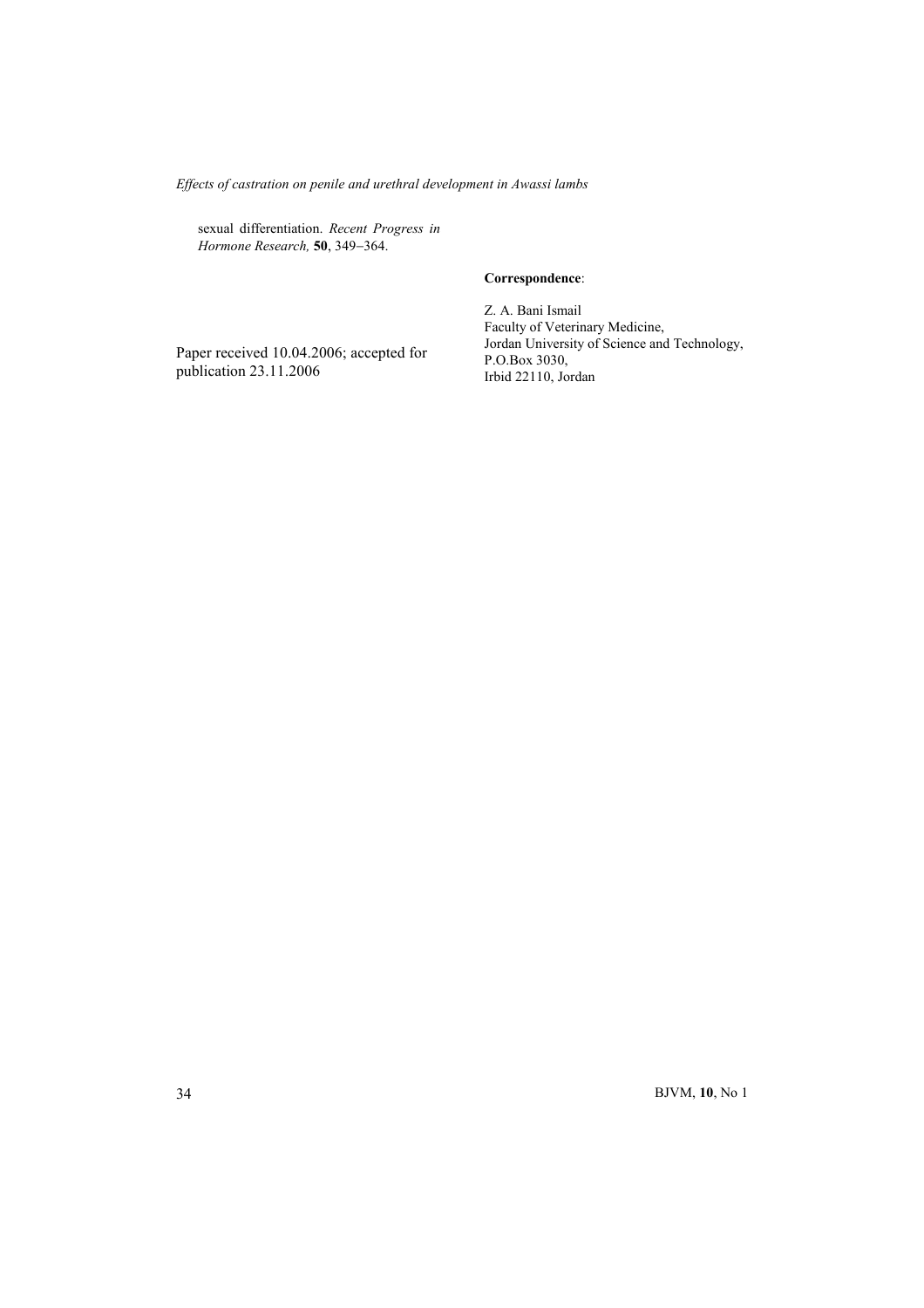sexual differentiation. *Recent Progress in Hormone Research,* **50**, 349–364.

Paper received 10.04.2006; accepted for publication 23.11.2006

**Correspondence**:

Z. A. Bani Ismail
Faculty of Veterinary Medicine,
Jordan University of Science and Technology,
P.O.Box 3030,
Irbid 22110, Jordan